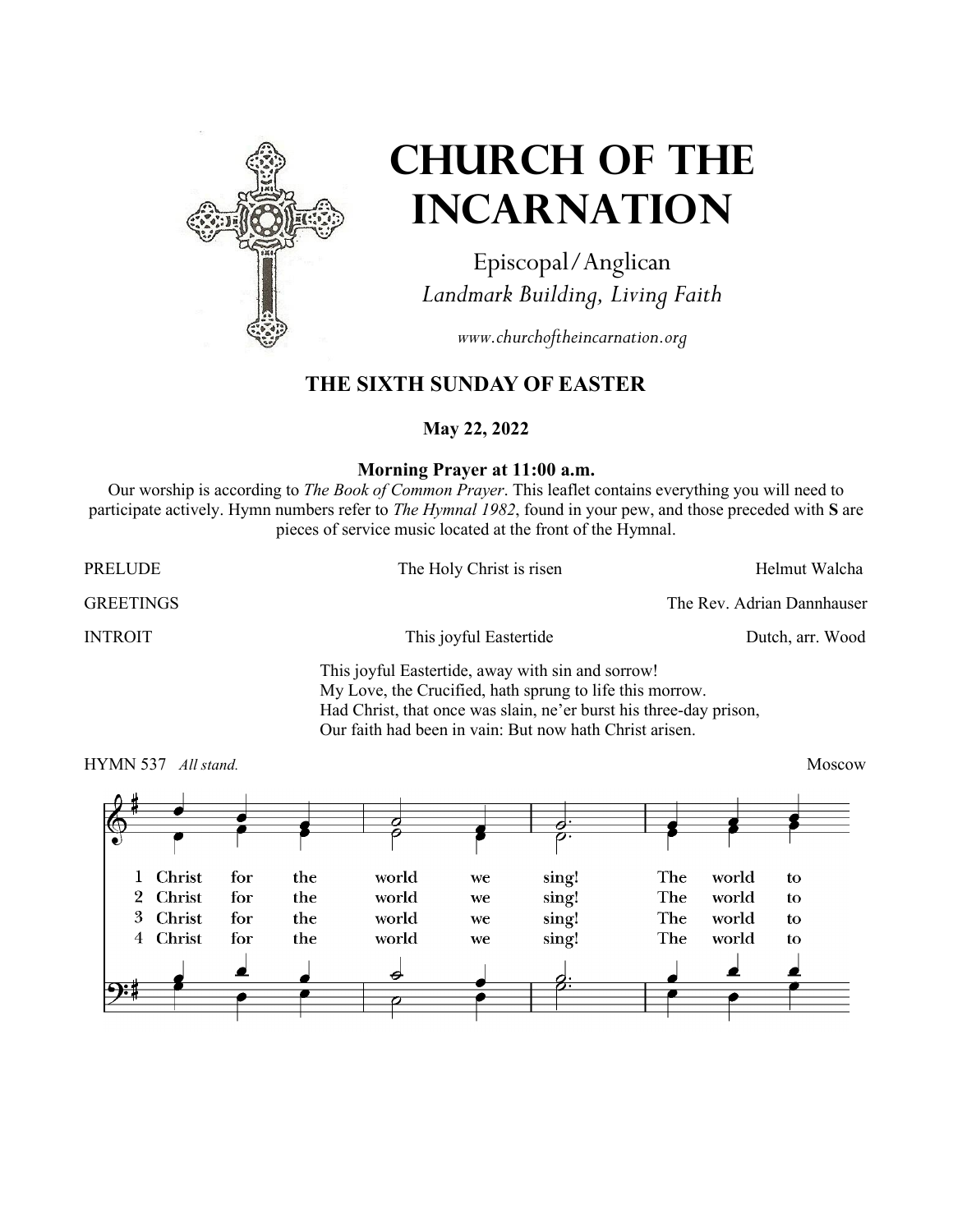# CHURCH OF THE INCARNATION

Episcopal/Anglican

*Landmark Building, Living Faith*

*www.churchoftheincarnation.org*

## THE SIXTH SUNDAY OF EASTER

**May 22, 2022**

**Morning Prayer at 11:00 a.m.**

Our worship is according to *The Book of Common Prayer*. This leaflet contains everything you will need to participate actively. Hymn numbers refer to *The Hymnal 1982*, found in your pew, and those preceded with **S** are pieces of service music located at the front of the Hymnal.

PRELUDE — The Holy Christ is risen — Helmut Walcha

GREETINGS — The Rev. Adrian Dannhauser

INTROIT — This joyful Eastertide — Dutch, arr. Wood

This joyful Eastertide, away with sin and sorrow!
My Love, the Crucified, hath sprung to life this morrow.
Had Christ, that once was slain, ne'er burst his three-day prison,
Our faith had been in vain: But now hath Christ arisen.

HYMN 537 *All stand.* — Moscow

1 Christ for the world we sing! The world to
2 Christ for the world we sing! The world to
3 Christ for the world we sing! The world to
4 Christ for the world we sing! The world to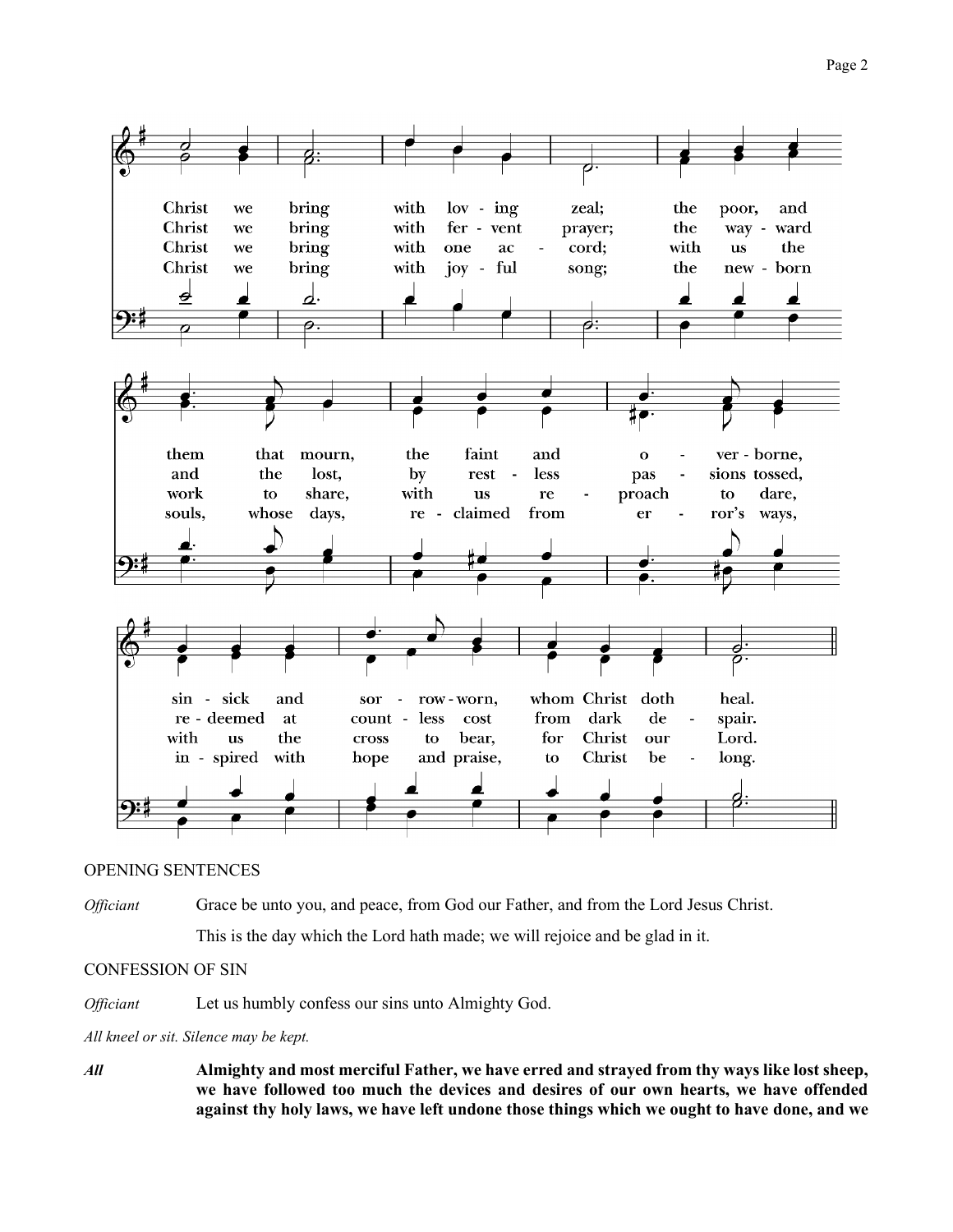Christ we bring with loving zeal; the poor, and them that mourn, the faint and overborne, sin-sick and sorrow-worn, whom Christ doth heal.

Christ we bring with fervent prayer; the wayward and the lost, by restless passions tossed, redeemed at countless cost from dark despair.

Christ we bring with one accord; with us the work to share, with us reproach to dare, with us the cross to bear, for Christ our Lord.

Christ we bring with joyful song; the newborn souls, whose days, reclaimed from error's ways, inspired with hope and praise, to Christ belong.

OPENING SENTENCES

*Officiant* Grace be unto you, and peace, from God our Father, and from the Lord Jesus Christ.

This is the day which the Lord hath made; we will rejoice and be glad in it.

CONFESSION OF SIN

*Officiant* Let us humbly confess our sins unto Almighty God.

*All kneel or sit. Silence may be kept.*

***All*** **Almighty and most merciful Father, we have erred and strayed from thy ways like lost sheep, we have followed too much the devices and desires of our own hearts, we have offended against thy holy laws, we have left undone those things which we ought to have done, and we**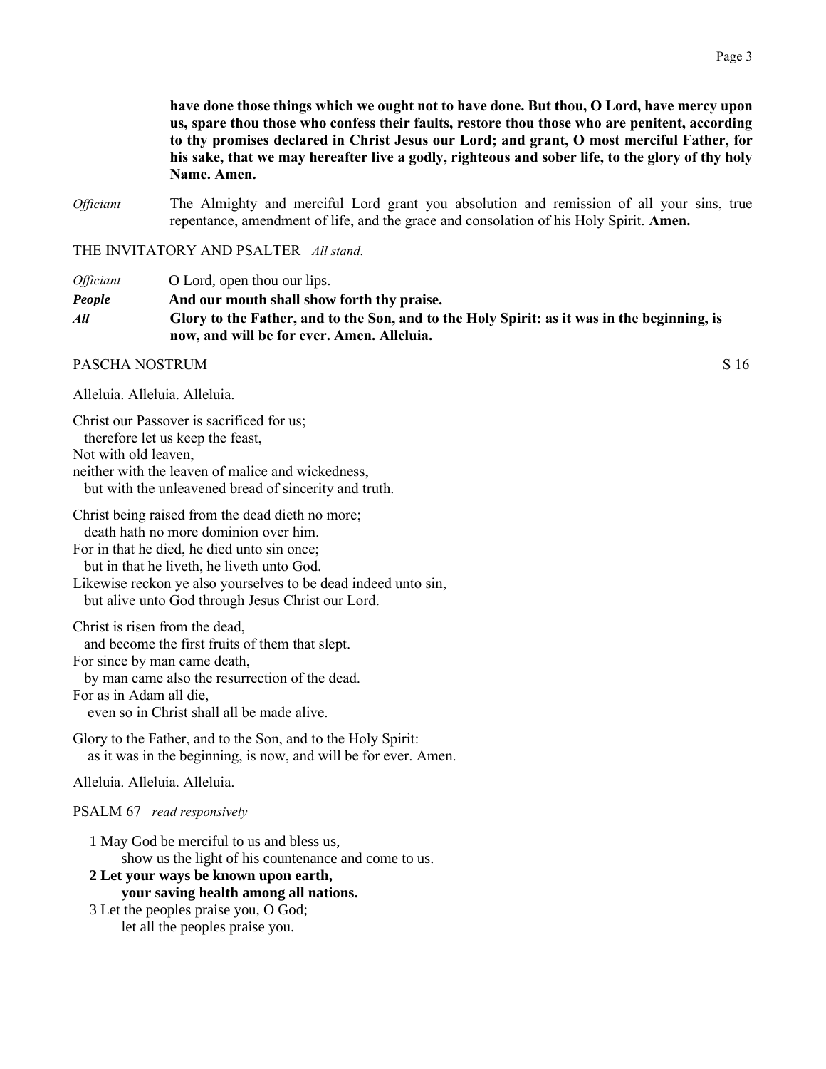**have done those things which we ought not to have done. But thou, O Lord, have mercy upon us, spare thou those who confess their faults, restore thou those who are penitent, according to thy promises declared in Christ Jesus our Lord; and grant, O most merciful Father, for his sake, that we may hereafter live a godly, righteous and sober life, to the glory of thy holy Name. Amen.**

*Officiant* The Almighty and merciful Lord grant you absolution and remission of all your sins, true repentance, amendment of life, and the grace and consolation of his Holy Spirit. **Amen.**

THE INVITATORY AND PSALTER *All stand.*

*Officiant* O Lord, open thou our lips.
***People*** **And our mouth shall show forth thy praise.**
***All*** **Glory to the Father, and to the Son, and to the Holy Spirit: as it was in the beginning, is now, and will be for ever. Amen. Alleluia.**

PASCHA NOSTRUM S 16

Alleluia. Alleluia. Alleluia.

Christ our Passover is sacrificed for us;
therefore let us keep the feast,
Not with old leaven,
neither with the leaven of malice and wickedness,
but with the unleavened bread of sincerity and truth.

Christ being raised from the dead dieth no more;
death hath no more dominion over him.
For in that he died, he died unto sin once;
but in that he liveth, he liveth unto God.
Likewise reckon ye also yourselves to be dead indeed unto sin,
but alive unto God through Jesus Christ our Lord.

Christ is risen from the dead,
and become the first fruits of them that slept.
For since by man came death,
by man came also the resurrection of the dead.
For as in Adam all die,
even so in Christ shall all be made alive.

Glory to the Father, and to the Son, and to the Holy Spirit:
as it was in the beginning, is now, and will be for ever. Amen.

Alleluia. Alleluia. Alleluia.

PSALM 67 *read responsively*

1 May God be merciful to us and bless us,
show us the light of his countenance and come to us.
**2 Let your ways be known upon earth,**
**your saving health among all nations.**
3 Let the peoples praise you, O God;
let all the peoples praise you.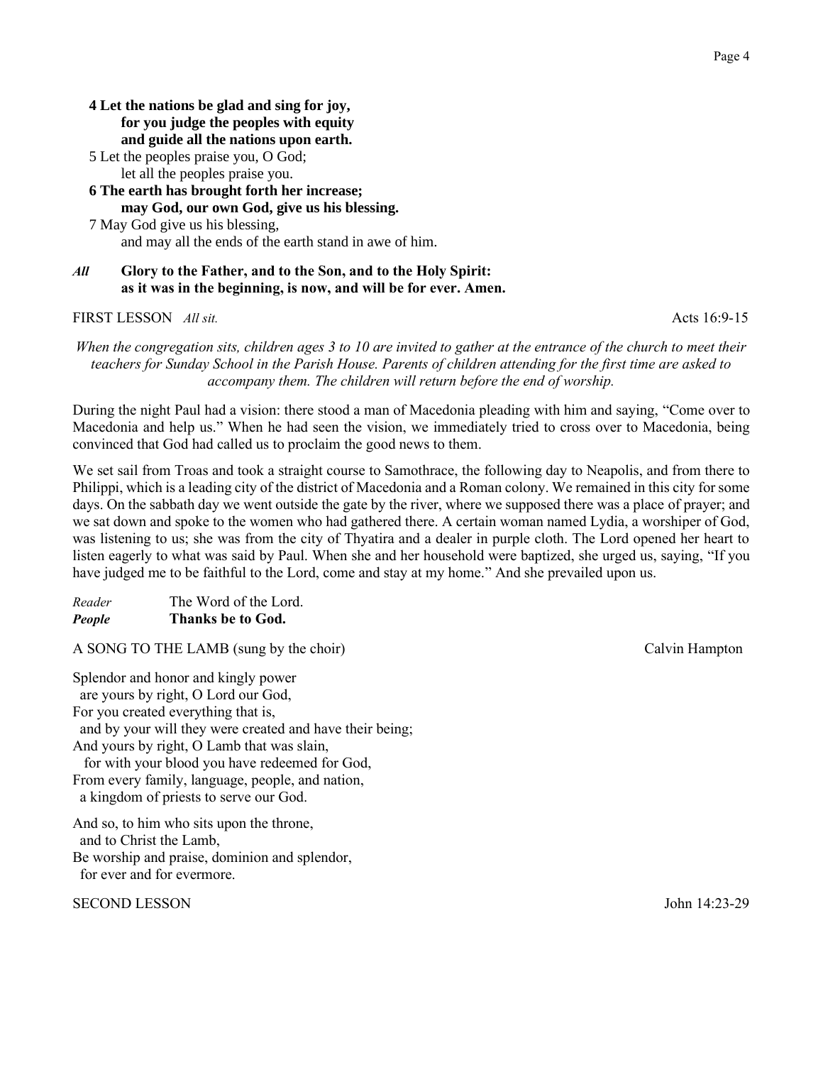**4 Let the nations be glad and sing for joy,**
  **for you judge the peoples with equity**
  **and guide all the nations upon earth.**

5 Let the peoples praise you, O God;
  let all the peoples praise you.

**6 The earth has brought forth her increase;**
  **may God, our own God, give us his blessing.**

7 May God give us his blessing,
  and may all the ends of the earth stand in awe of him.

***All*** **Glory to the Father, and to the Son, and to the Holy Spirit:**
**as it was in the beginning, is now, and will be for ever. Amen.**

FIRST LESSON *All sit.* Acts 16:9-15

*When the congregation sits, children ages 3 to 10 are invited to gather at the entrance of the church to meet their teachers for Sunday School in the Parish House. Parents of children attending for the first time are asked to accompany them. The children will return before the end of worship.*

During the night Paul had a vision: there stood a man of Macedonia pleading with him and saying, "Come over to Macedonia and help us." When he had seen the vision, we immediately tried to cross over to Macedonia, being convinced that God had called us to proclaim the good news to them.

We set sail from Troas and took a straight course to Samothrace, the following day to Neapolis, and from there to Philippi, which is a leading city of the district of Macedonia and a Roman colony. We remained in this city for some days. On the sabbath day we went outside the gate by the river, where we supposed there was a place of prayer; and we sat down and spoke to the women who had gathered there. A certain woman named Lydia, a worshiper of God, was listening to us; she was from the city of Thyatira and a dealer in purple cloth. The Lord opened her heart to listen eagerly to what was said by Paul. When she and her household were baptized, she urged us, saying, "If you have judged me to be faithful to the Lord, come and stay at my home." And she prevailed upon us.

*Reader* The Word of the Lord.
***People*** **Thanks be to God.**

A SONG TO THE LAMB (sung by the choir) Calvin Hampton

Splendor and honor and kingly power
  are yours by right, O Lord our God,
For you created everything that is,
  and by your will they were created and have their being;
And yours by right, O Lamb that was slain,
  for with your blood you have redeemed for God,
From every family, language, people, and nation,
  a kingdom of priests to serve our God.

And so, to him who sits upon the throne,
  and to Christ the Lamb,
Be worship and praise, dominion and splendor,
  for ever and for evermore.

SECOND LESSON John 14:23-29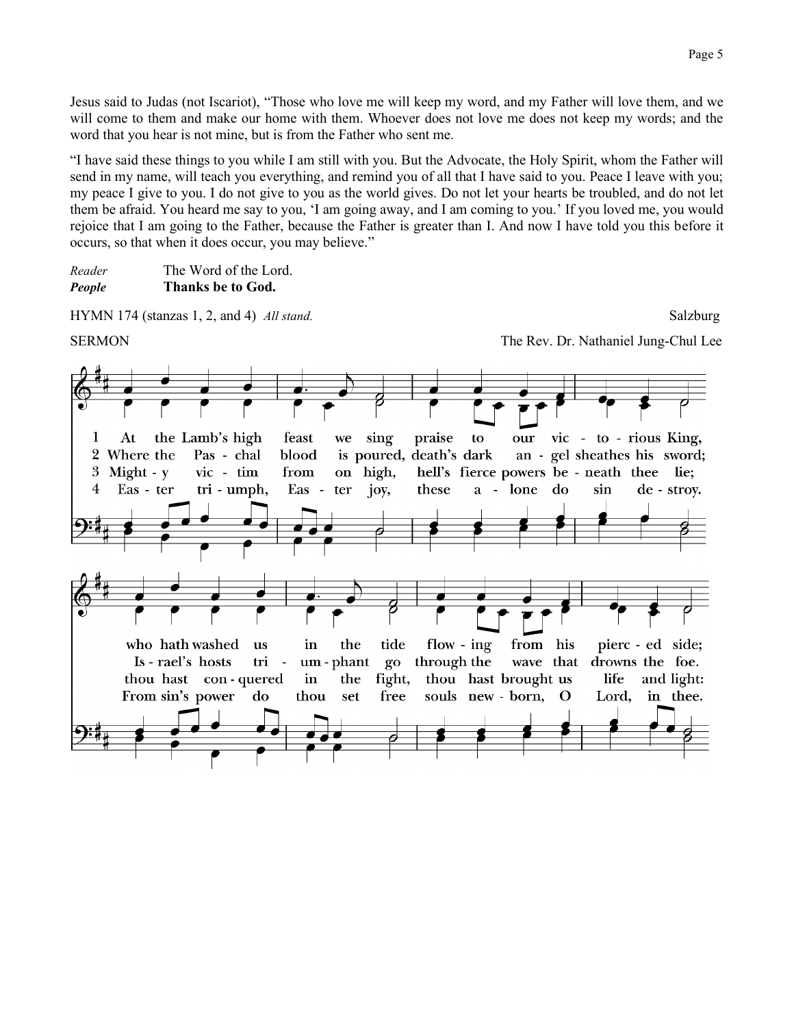Jesus said to Judas (not Iscariot), "Those who love me will keep my word, and my Father will love them, and we will come to them and make our home with them. Whoever does not love me does not keep my words; and the word that you hear is not mine, but is from the Father who sent me.

"I have said these things to you while I am still with you. But the Advocate, the Holy Spirit, whom the Father will send in my name, will teach you everything, and remind you of all that I have said to you. Peace I leave with you; my peace I give to you. I do not give to you as the world gives. Do not let your hearts be troubled, and do not let them be afraid. You heard me say to you, 'I am going away, and I am coming to you.' If you loved me, you would rejoice that I am going to the Father, because the Father is greater than I. And now I have told you this before it occurs, so that when it does occur, you may believe."

*Reader* The Word of the Lord.
***People*** **Thanks be to God.**

HYMN 174 (stanzas 1, 2, and 4) *All stand.* Salzburg

SERMON The Rev. Dr. Nathaniel Jung-Chul Lee

1 At the Lamb's high feast we sing praise to our vic - to - rious King,
who hath washed us in the tide flow - ing from his pierc - ed side;

2 Where the Pas - chal blood is poured, death's dark an - gel sheathes his sword;
Is - rael's hosts tri - um - phant go through the wave that drowns the foe.

3 Might - y vic - tim from on high, hell's fierce powers be - neath thee lie;
thou hast con - quered in the fight, thou hast brought us life and light:

4 Eas - ter tri - umph, Eas - ter joy, these a - lone do sin de - stroy.
From sin's power do thou set free souls new - born, O Lord, in thee.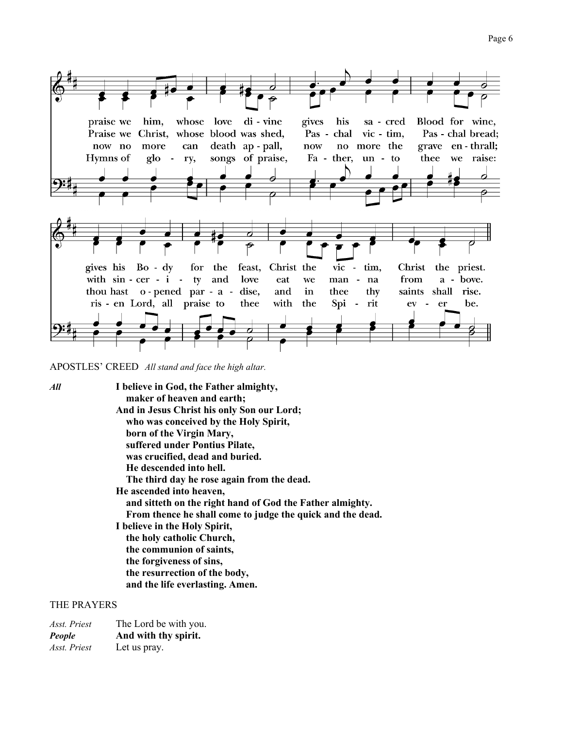praise we him, whose love di - vine gives his sa - cred Blood for wine,
Praise we Christ, whose blood was shed, Pas - chal vic - tim, Pas - chal bread;
now no more can death ap - pall, now no more the grave en - thrall;
Hymns of glo - ry, songs of praise, Fa - ther, un - to thee we raise:

gives his Bo - dy for the feast, Christ the vic - tim, Christ the priest.
with sin - cer - i - ty and love eat we man - na from a - bove.
thou hast o - pened par - a - dise, and in thee thy saints shall rise.
ris - en Lord, all praise to thee with the Spi - rit ev - er be.

APOSTLES' CREED *All stand and face the high altar.*

*All* **I believe in God, the Father almighty,**
**maker of heaven and earth;**
**And in Jesus Christ his only Son our Lord;**
**who was conceived by the Holy Spirit,**
**born of the Virgin Mary,**
**suffered under Pontius Pilate,**
**was crucified, dead and buried.**
**He descended into hell.**
**The third day he rose again from the dead.**
**He ascended into heaven,**
**and sitteth on the right hand of God the Father almighty.**
**From thence he shall come to judge the quick and the dead.**
**I believe in the Holy Spirit,**
**the holy catholic Church,**
**the communion of saints,**
**the forgiveness of sins,**
**the resurrection of the body,**
**and the life everlasting. Amen.**

THE PRAYERS

*Asst. Priest* The Lord be with you.
***People*** **And with thy spirit.**
*Asst. Priest* Let us pray.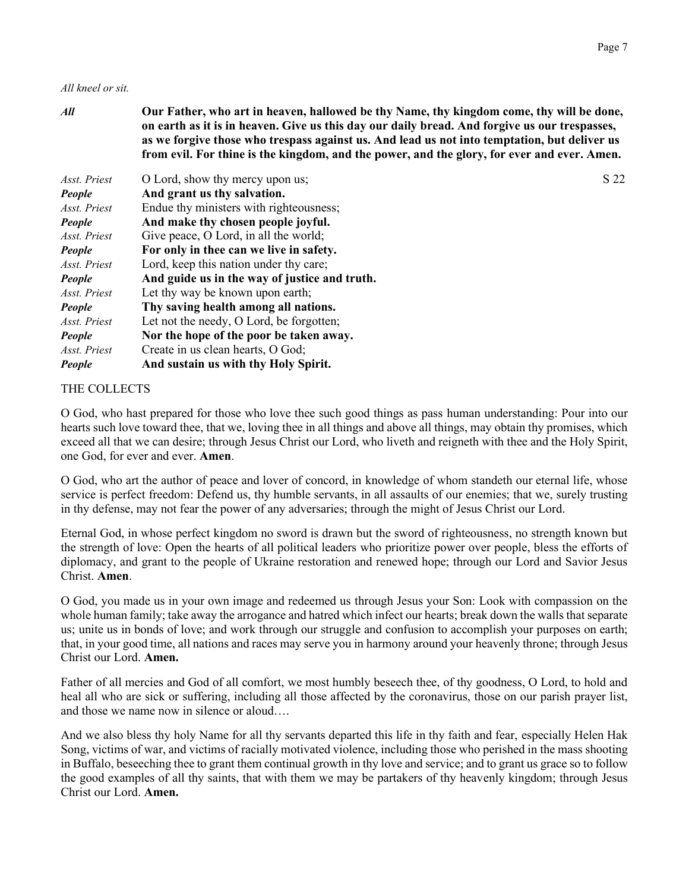*All kneel or sit.*

| | | |
|---|---|---|
| ***All*** | **Our Father, who art in heaven, hallowed be thy Name, thy kingdom come, thy will be done, on earth as it is in heaven. Give us this day our daily bread. And forgive us our trespasses, as we forgive those who trespass against us. And lead us not into temptation, but deliver us from evil. For thine is the kingdom, and the power, and the glory, for ever and ever. Amen.** | |
| *Asst. Priest* | O Lord, show thy mercy upon us; | S 22 |
| ***People*** | **And grant us thy salvation.** | |
| *Asst. Priest* | Endue thy ministers with righteousness; | |
| ***People*** | **And make thy chosen people joyful.** | |
| *Asst. Priest* | Give peace, O Lord, in all the world; | |
| ***People*** | **For only in thee can we live in safety.** | |
| *Asst. Priest* | Lord, keep this nation under thy care; | |
| ***People*** | **And guide us in the way of justice and truth.** | |
| *Asst. Priest* | Let thy way be known upon earth; | |
| ***People*** | **Thy saving health among all nations.** | |
| *Asst. Priest* | Let not the needy, O Lord, be forgotten; | |
| ***People*** | **Nor the hope of the poor be taken away.** | |
| *Asst. Priest* | Create in us clean hearts, O God; | |
| ***People*** | **And sustain us with thy Holy Spirit.** | |

THE COLLECTS

O God, who hast prepared for those who love thee such good things as pass human understanding: Pour into our hearts such love toward thee, that we, loving thee in all things and above all things, may obtain thy promises, which exceed all that we can desire; through Jesus Christ our Lord, who liveth and reigneth with thee and the Holy Spirit, one God, for ever and ever. **Amen**.

O God, who art the author of peace and lover of concord, in knowledge of whom standeth our eternal life, whose service is perfect freedom: Defend us, thy humble servants, in all assaults of our enemies; that we, surely trusting in thy defense, may not fear the power of any adversaries; through the might of Jesus Christ our Lord.

Eternal God, in whose perfect kingdom no sword is drawn but the sword of righteousness, no strength known but the strength of love: Open the hearts of all political leaders who prioritize power over people, bless the efforts of diplomacy, and grant to the people of Ukraine restoration and renewed hope; through our Lord and Savior Jesus Christ. **Amen**.

O God, you made us in your own image and redeemed us through Jesus your Son: Look with compassion on the whole human family; take away the arrogance and hatred which infect our hearts; break down the walls that separate us; unite us in bonds of love; and work through our struggle and confusion to accomplish your purposes on earth; that, in your good time, all nations and races may serve you in harmony around your heavenly throne; through Jesus Christ our Lord. **Amen.**

Father of all mercies and God of all comfort, we most humbly beseech thee, of thy goodness, O Lord, to hold and heal all who are sick or suffering, including all those affected by the coronavirus, those on our parish prayer list, and those we name now in silence or aloud….

And we also bless thy holy Name for all thy servants departed this life in thy faith and fear, especially Helen Hak Song, victims of war, and victims of racially motivated violence, including those who perished in the mass shooting in Buffalo, beseeching thee to grant them continual growth in thy love and service; and to grant us grace so to follow the good examples of all thy saints, that with them we may be partakers of thy heavenly kingdom; through Jesus Christ our Lord. **Amen.**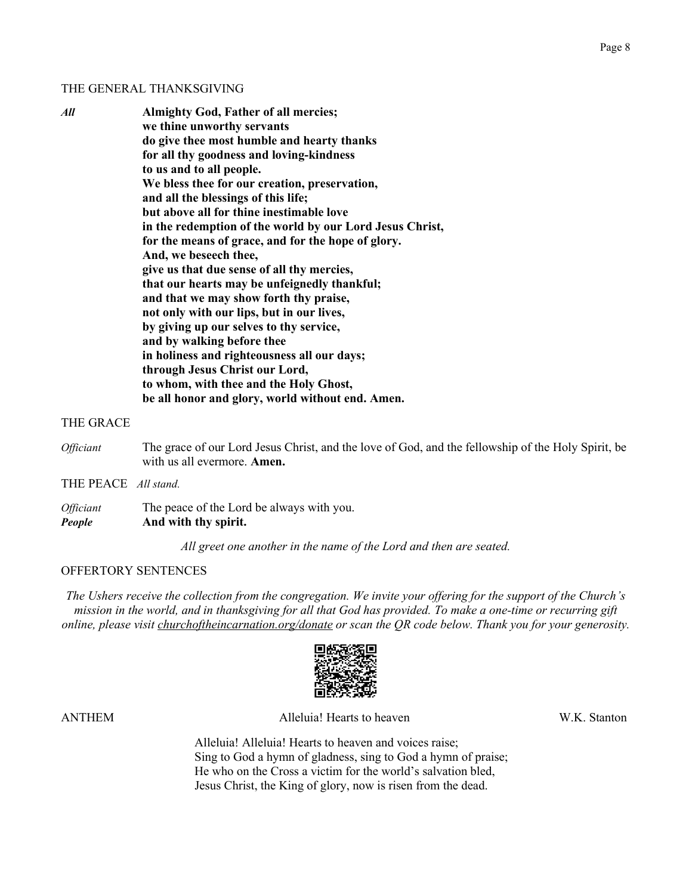THE GENERAL THANKSGIVING

*All* **Almighty God, Father of all mercies;
we thine unworthy servants
do give thee most humble and hearty thanks
for all thy goodness and loving-kindness
to us and to all people.
We bless thee for our creation, preservation,
and all the blessings of this life;
but above all for thine inestimable love
in the redemption of the world by our Lord Jesus Christ,
for the means of grace, and for the hope of glory.
And, we beseech thee,
give us that due sense of all thy mercies,
that our hearts may be unfeignedly thankful;
and that we may show forth thy praise,
not only with our lips, but in our lives,
by giving up our selves to thy service,
and by walking before thee
in holiness and righteousness all our days;
through Jesus Christ our Lord,
to whom, with thee and the Holy Ghost,
be all honor and glory, world without end. Amen.**

THE GRACE

*Officiant* The grace of our Lord Jesus Christ, and the love of God, and the fellowship of the Holy Spirit, be with us all evermore. **Amen.**

THE PEACE *All stand.*

*Officiant* The peace of the Lord be always with you.
***People*** **And with thy spirit.**

*All greet one another in the name of the Lord and then are seated.*

OFFERTORY SENTENCES

*The Ushers receive the collection from the congregation. We invite your offering for the support of the Church's mission in the world, and in thanksgiving for all that God has provided. To make a one-time or recurring gift online, please visit churchoftheincarnation.org/donate or scan the QR code below. Thank you for your generosity.*

ANTHEM — Alleluia! Hearts to heaven — W.K. Stanton

Alleluia! Alleluia! Hearts to heaven and voices raise;
Sing to God a hymn of gladness, sing to God a hymn of praise;
He who on the Cross a victim for the world's salvation bled,
Jesus Christ, the King of glory, now is risen from the dead.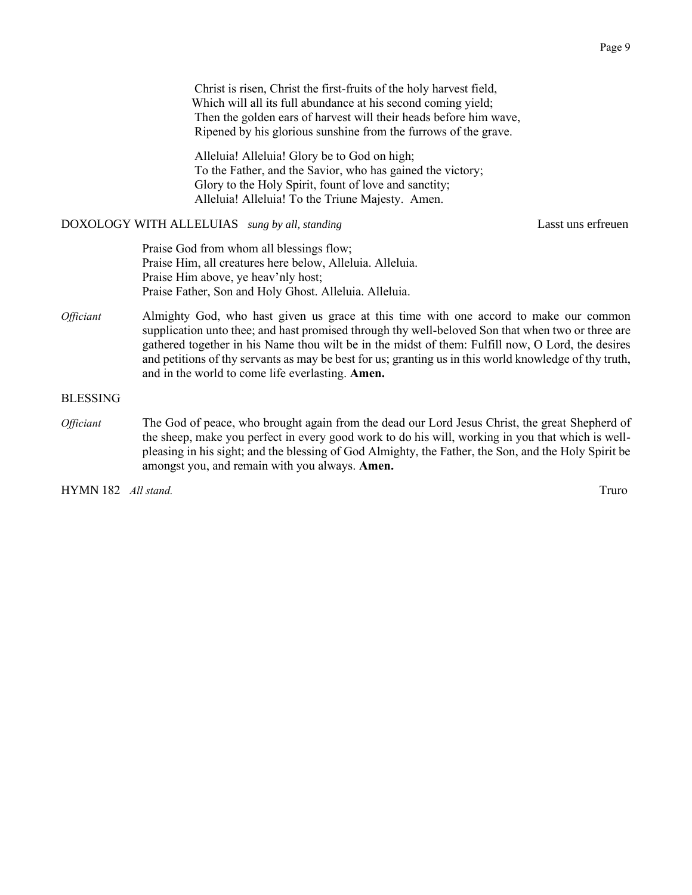Christ is risen, Christ the first-fruits of the holy harvest field,
Which will all its full abundance at his second coming yield;
Then the golden ears of harvest will their heads before him wave,
Ripened by his glorious sunshine from the furrows of the grave.

Alleluia! Alleluia! Glory be to God on high;
To the Father, and the Savior, who has gained the victory;
Glory to the Holy Spirit, fount of love and sanctity;
Alleluia! Alleluia! To the Triune Majesty. Amen.

DOXOLOGY WITH ALLELUIAS *sung by all, standing* Lasst uns erfreuen

Praise God from whom all blessings flow;
Praise Him, all creatures here below, Alleluia. Alleluia.
Praise Him above, ye heav'nly host;
Praise Father, Son and Holy Ghost. Alleluia. Alleluia.

*Officiant* Almighty God, who hast given us grace at this time with one accord to make our common supplication unto thee; and hast promised through thy well-beloved Son that when two or three are gathered together in his Name thou wilt be in the midst of them: Fulfill now, O Lord, the desires and petitions of thy servants as may be best for us; granting us in this world knowledge of thy truth, and in the world to come life everlasting. **Amen.**

BLESSING

*Officiant* The God of peace, who brought again from the dead our Lord Jesus Christ, the great Shepherd of the sheep, make you perfect in every good work to do his will, working in you that which is well-pleasing in his sight; and the blessing of God Almighty, the Father, the Son, and the Holy Spirit be amongst you, and remain with you always. **Amen.**

HYMN 182 *All stand.* Truro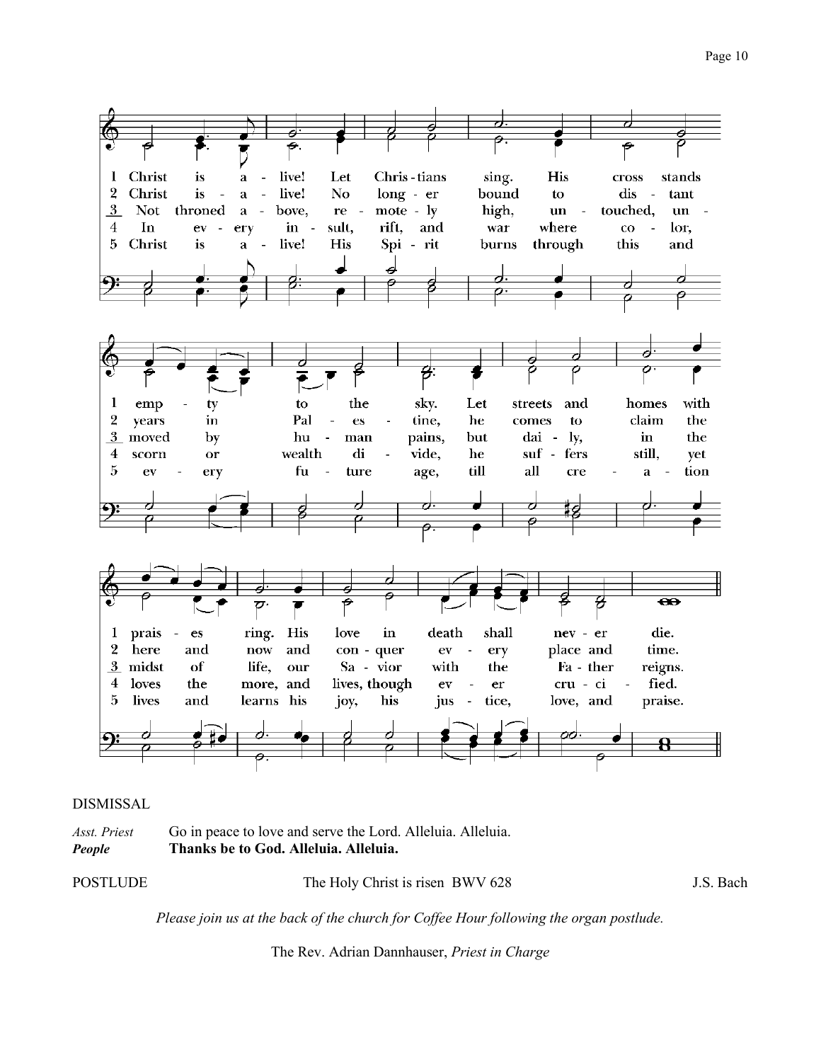1 Christ is a - live! Let Chris - tians sing. His cross stands emp - ty to the sky. Let streets and homes with prais - es ring. His love in death shall nev - er die.

2 Christ is - a - live! No long - er bound to dis - tant years in Pal - es - tine, he comes to claim the here and now and con - quer ev - ery place and time.

3 Not throned a - bove, re - mote - ly high, un - touched, un - moved by hu - man pains, but dai - ly, in the midst of life, our Sa - vior with the Fa - ther reigns.

4 In ev - ery in - sult, rift, and war where co - lor, scorn or wealth di - vide, he suf - fers still, yet loves the more, and lives, though ev - er cru - ci - fied.

5 Christ is a - live! His Spi - rit burns through this and ev - ery fu - ture age, till all cre - a - tion lives and learns his joy, his jus - tice, love, and praise.

DISMISSAL

| | |
|---|---|
| *Asst. Priest* | Go in peace to love and serve the Lord. Alleluia. Alleluia. |
| ***People*** | **Thanks be to God. Alleluia. Alleluia.** |

POSTLUDE — The Holy Christ is risen BWV 628 — J.S. Bach

*Please join us at the back of the church for Coffee Hour following the organ postlude.*

The Rev. Adrian Dannhauser, *Priest in Charge*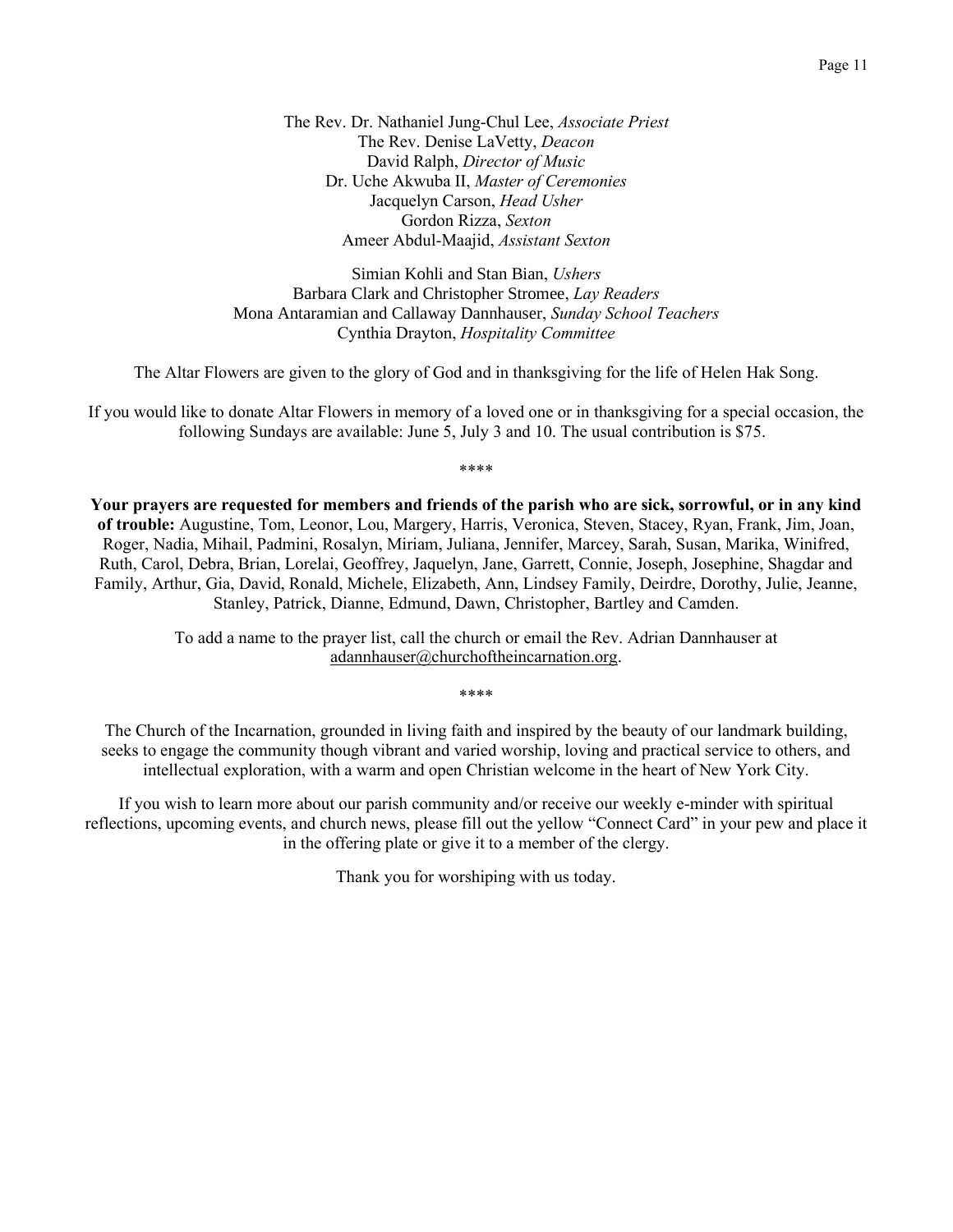The Rev. Dr. Nathaniel Jung-Chul Lee, *Associate Priest*
The Rev. Denise LaVetty, *Deacon*
David Ralph, *Director of Music*
Dr. Uche Akwuba II, *Master of Ceremonies*
Jacquelyn Carson, *Head Usher*
Gordon Rizza, *Sexton*
Ameer Abdul-Maajid, *Assistant Sexton*

Simian Kohli and Stan Bian, *Ushers*
Barbara Clark and Christopher Stromee, *Lay Readers*
Mona Antaramian and Callaway Dannhauser, *Sunday School Teachers*
Cynthia Drayton, *Hospitality Committee*

The Altar Flowers are given to the glory of God and in thanksgiving for the life of Helen Hak Song.

If you would like to donate Altar Flowers in memory of a loved one or in thanksgiving for a special occasion, the following Sundays are available: June 5, July 3 and 10. The usual contribution is $75.

\*\*\*\*

**Your prayers are requested for members and friends of the parish who are sick, sorrowful, or in any kind of trouble:** Augustine, Tom, Leonor, Lou, Margery, Harris, Veronica, Steven, Stacey, Ryan, Frank, Jim, Joan, Roger, Nadia, Mihail, Padmini, Rosalyn, Miriam, Juliana, Jennifer, Marcey, Sarah, Susan, Marika, Winifred, Ruth, Carol, Debra, Brian, Lorelai, Geoffrey, Jaquelyn, Jane, Garrett, Connie, Joseph, Josephine, Shagdar and Family, Arthur, Gia, David, Ronald, Michele, Elizabeth, Ann, Lindsey Family, Deirdre, Dorothy, Julie, Jeanne, Stanley, Patrick, Dianne, Edmund, Dawn, Christopher, Bartley and Camden.

To add a name to the prayer list, call the church or email the Rev. Adrian Dannhauser at adannhauser@churchoftheincarnation.org.

\*\*\*\*

The Church of the Incarnation, grounded in living faith and inspired by the beauty of our landmark building, seeks to engage the community though vibrant and varied worship, loving and practical service to others, and intellectual exploration, with a warm and open Christian welcome in the heart of New York City.

If you wish to learn more about our parish community and/or receive our weekly e-minder with spiritual reflections, upcoming events, and church news, please fill out the yellow "Connect Card" in your pew and place it in the offering plate or give it to a member of the clergy.

Thank you for worshiping with us today.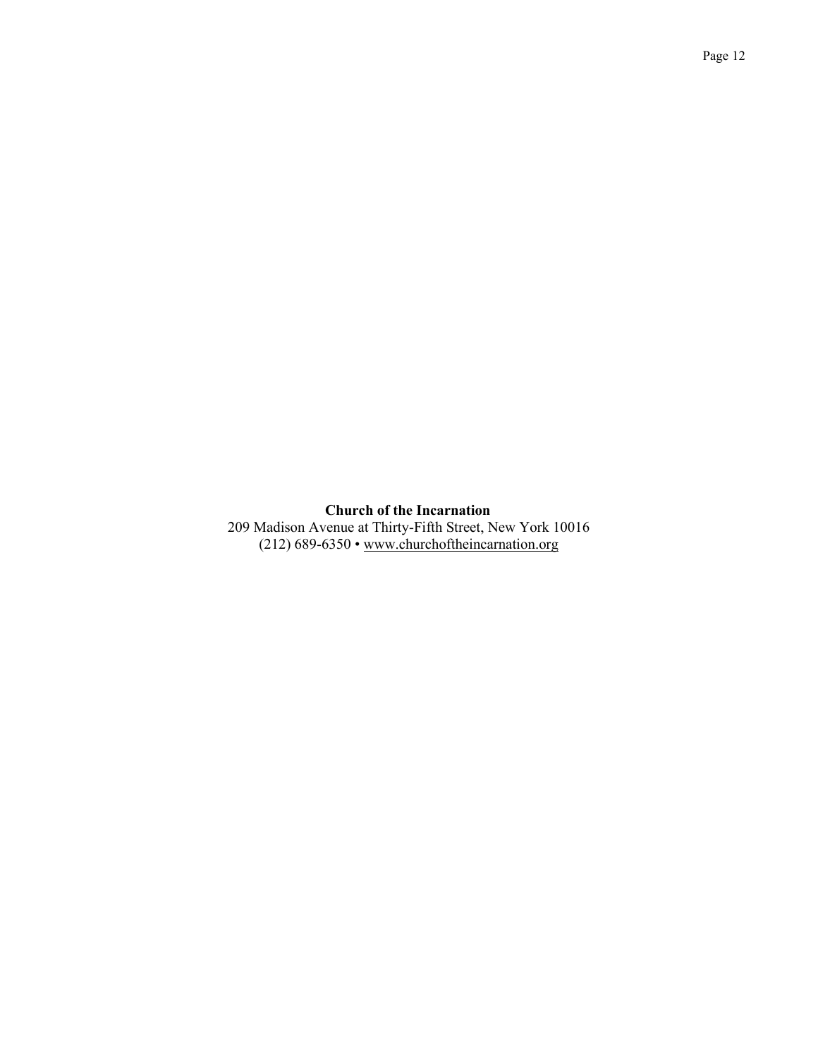**Church of the Incarnation**
209 Madison Avenue at Thirty-Fifth Street, New York 10016
(212) 689-6350 • www.churchoftheincarnation.org